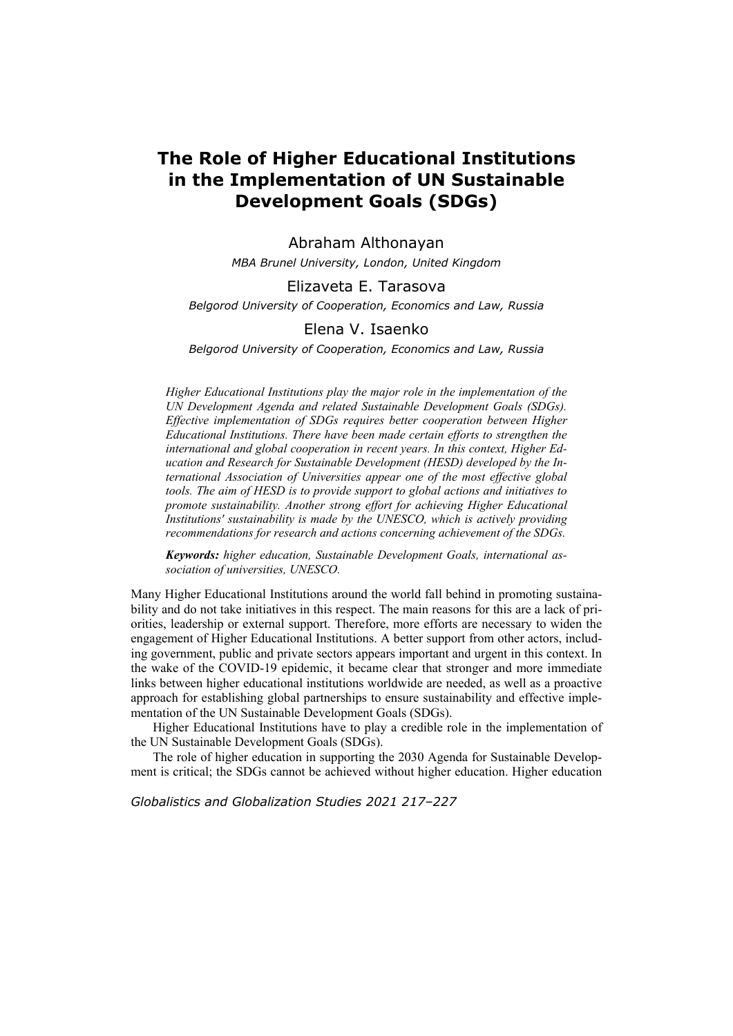# The Role of Higher Educational Institutions in the Implementation of UN Sustainable Development Goals (SDGs)

Abraham Althonayan

*MBA Brunel University, London, United Kingdom*

Elizaveta E. Tarasova

*Belgorod University of Cooperation, Economics and Law, Russia*

Elena V. Isaenko

*Belgorod University of Cooperation, Economics and Law, Russia*

*Higher Educational Institutions play the major role in the implementation of the UN Development Agenda and related Sustainable Development Goals (SDGs). Effective implementation of SDGs requires better cooperation between Higher Educational Institutions. There have been made certain efforts to strengthen the international and global cooperation in recent years. In this context, Higher Education and Research for Sustainable Development (HESD) developed by the International Association of Universities appear one of the most effective global tools. The aim of HESD is to provide support to global actions and initiatives to promote sustainability. Another strong effort for achieving Higher Educational Institutions' sustainability is made by the UNESCO, which is actively providing recommendations for research and actions concerning achievement of the SDGs.*

***Keywords:*** *higher education, Sustainable Development Goals, international association of universities, UNESCO.*

Many Higher Educational Institutions around the world fall behind in promoting sustainability and do not take initiatives in this respect. The main reasons for this are a lack of priorities, leadership or external support. Therefore, more efforts are necessary to widen the engagement of Higher Educational Institutions. A better support from other actors, including government, public and private sectors appears important and urgent in this context. In the wake of the COVID-19 epidemic, it became clear that stronger and more immediate links between higher educational institutions worldwide are needed, as well as a proactive approach for establishing global partnerships to ensure sustainability and effective implementation of the UN Sustainable Development Goals (SDGs).

Higher Educational Institutions have to play a credible role in the implementation of the UN Sustainable Development Goals (SDGs).

The role of higher education in supporting the 2030 Agenda for Sustainable Development is critical; the SDGs cannot be achieved without higher education. Higher education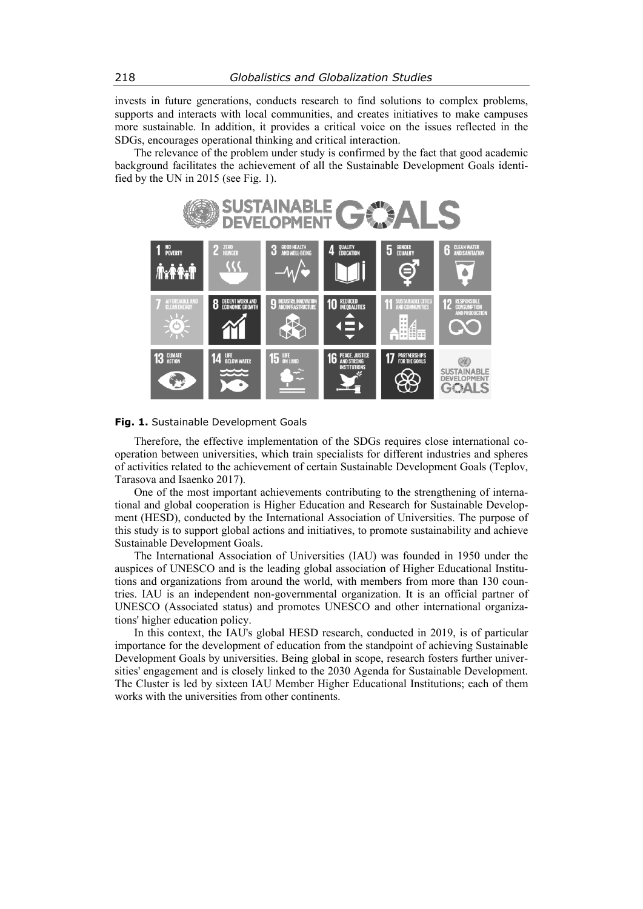invests in future generations, conducts research to find solutions to complex problems, supports and interacts with local communities, and creates initiatives to make campuses more sustainable. In addition, it provides a critical voice on the issues reflected in the SDGs, encourages operational thinking and critical interaction.

The relevance of the problem under study is confirmed by the fact that good academic background facilitates the achievement of all the Sustainable Development Goals identified by the UN in 2015 (see Fig. 1).

**Fig. 1.** Sustainable Development Goals

Therefore, the effective implementation of the SDGs requires close international cooperation between universities, which train specialists for different industries and spheres of activities related to the achievement of certain Sustainable Development Goals (Teplov, Tarasova and Isaenko 2017).

One of the most important achievements contributing to the strengthening of international and global cooperation is Higher Education and Research for Sustainable Development (HESD), conducted by the International Association of Universities. The purpose of this study is to support global actions and initiatives, to promote sustainability and achieve Sustainable Development Goals.

The International Association of Universities (IAU) was founded in 1950 under the auspices of UNESCO and is the leading global association of Higher Educational Institutions and organizations from around the world, with members from more than 130 countries. IAU is an independent non-governmental organization. It is an official partner of UNESCO (Associated status) and promotes UNESCO and other international organizations' higher education policy.

In this context, the IAU's global HESD research, conducted in 2019, is of particular importance for the development of education from the standpoint of achieving Sustainable Development Goals by universities. Being global in scope, research fosters further universities' engagement and is closely linked to the 2030 Agenda for Sustainable Development. The Cluster is led by sixteen IAU Member Higher Educational Institutions; each of them works with the universities from other continents.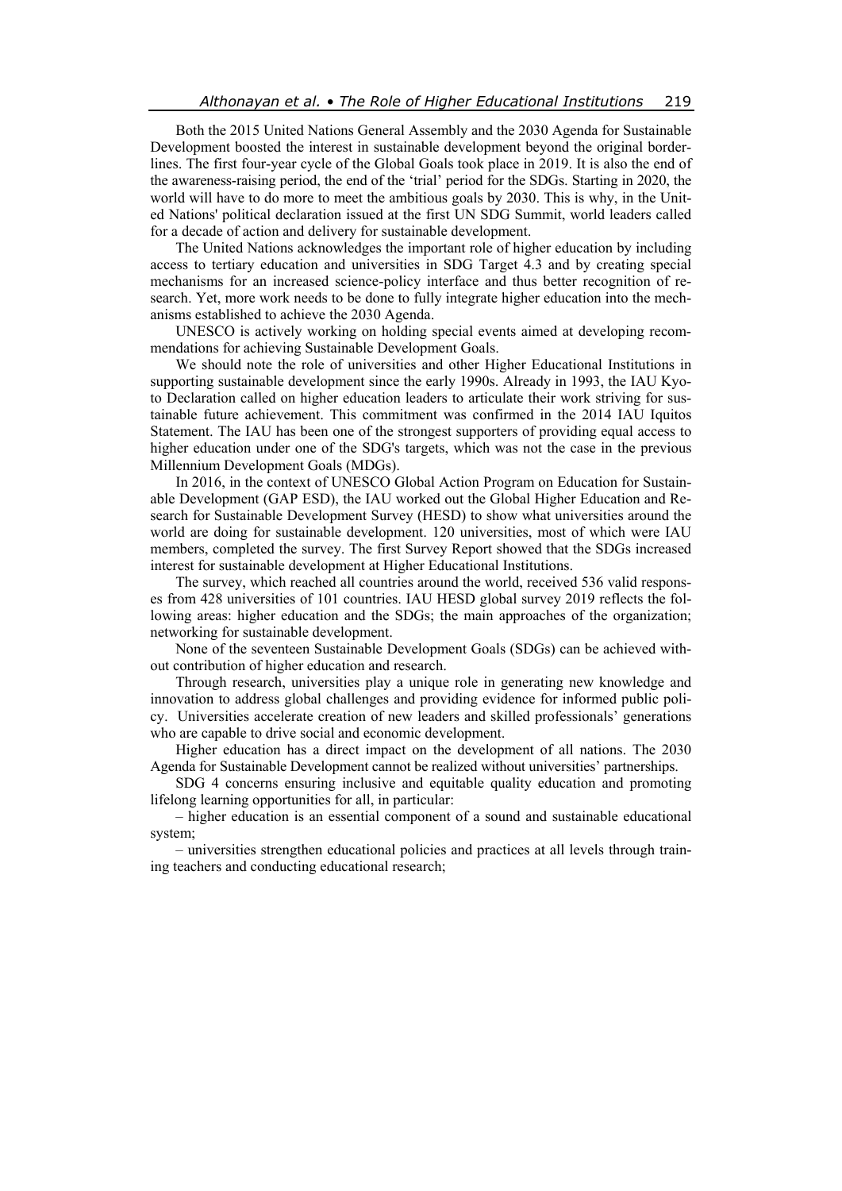Both the 2015 United Nations General Assembly and the 2030 Agenda for Sustainable Development boosted the interest in sustainable development beyond the original borderlines. The first four-year cycle of the Global Goals took place in 2019. It is also the end of the awareness-raising period, the end of the 'trial' period for the SDGs. Starting in 2020, the world will have to do more to meet the ambitious goals by 2030. This is why, in the United Nations' political declaration issued at the first UN SDG Summit, world leaders called for a decade of action and delivery for sustainable development.

The United Nations acknowledges the important role of higher education by including access to tertiary education and universities in SDG Target 4.3 and by creating special mechanisms for an increased science-policy interface and thus better recognition of research. Yet, more work needs to be done to fully integrate higher education into the mechanisms established to achieve the 2030 Agenda.

UNESCO is actively working on holding special events aimed at developing recommendations for achieving Sustainable Development Goals.

We should note the role of universities and other Higher Educational Institutions in supporting sustainable development since the early 1990s. Already in 1993, the IAU Kyoto Declaration called on higher education leaders to articulate their work striving for sustainable future achievement. This commitment was confirmed in the 2014 IAU Iquitos Statement. The IAU has been one of the strongest supporters of providing equal access to higher education under one of the SDG's targets, which was not the case in the previous Millennium Development Goals (MDGs).

In 2016, in the context of UNESCO Global Action Program on Education for Sustainable Development (GAP ESD), the IAU worked out the Global Higher Education and Research for Sustainable Development Survey (HESD) to show what universities around the world are doing for sustainable development. 120 universities, most of which were IAU members, completed the survey. The first Survey Report showed that the SDGs increased interest for sustainable development at Higher Educational Institutions.

The survey, which reached all countries around the world, received 536 valid responses from 428 universities of 101 countries. IAU HESD global survey 2019 reflects the following areas: higher education and the SDGs; the main approaches of the organization; networking for sustainable development.

None of the seventeen Sustainable Development Goals (SDGs) can be achieved without contribution of higher education and research.

Through research, universities play a unique role in generating new knowledge and innovation to address global challenges and providing evidence for informed public policy. Universities accelerate creation of new leaders and skilled professionals' generations who are capable to drive social and economic development.

Higher education has a direct impact on the development of all nations. The 2030 Agenda for Sustainable Development cannot be realized without universities' partnerships.

SDG 4 concerns ensuring inclusive and equitable quality education and promoting lifelong learning opportunities for all, in particular:

– higher education is an essential component of a sound and sustainable educational system;

– universities strengthen educational policies and practices at all levels through training teachers and conducting educational research;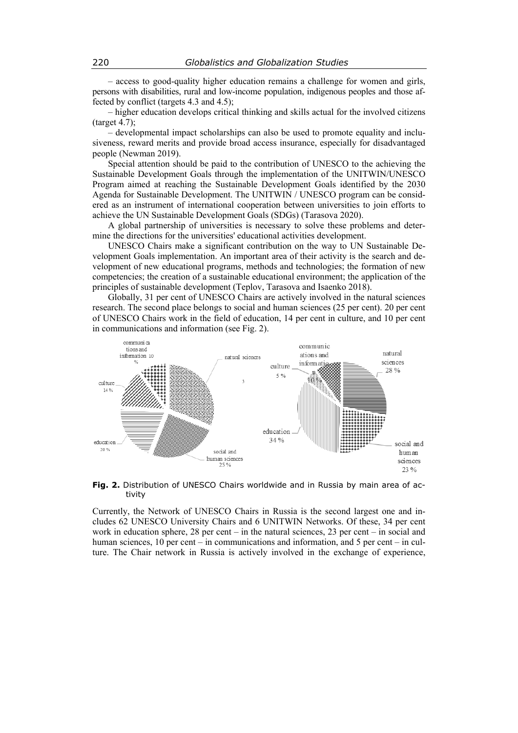– access to good-quality higher education remains a challenge for women and girls, persons with disabilities, rural and low-income population, indigenous peoples and those affected by conflict (targets 4.3 and 4.5);

– higher education develops critical thinking and skills actual for the involved citizens (target 4.7);

– developmental impact scholarships can also be used to promote equality and inclusiveness, reward merits and provide broad access insurance, especially for disadvantaged people (Newman 2019).

Special attention should be paid to the contribution of UNESCO to the achieving the Sustainable Development Goals through the implementation of the UNITWIN/UNESCO Program aimed at reaching the Sustainable Development Goals identified by the 2030 Agenda for Sustainable Development. The UNITWIN / UNESCO program can be considered as an instrument of international cooperation between universities to join efforts to achieve the UN Sustainable Development Goals (SDGs) (Tarasova 2020).

A global partnership of universities is necessary to solve these problems and determine the directions for the universities' educational activities development.

UNESCO Chairs make a significant contribution on the way to UN Sustainable Development Goals implementation. An important area of their activity is the search and development of new educational programs, methods and technologies; the formation of new competencies; the creation of a sustainable educational environment; the application of the principles of sustainable development (Teplov, Tarasova and Isaenko 2018).

Globally, 31 per cent of UNESCO Chairs are actively involved in the natural sciences research. The second place belongs to social and human sciences (25 per cent). 20 per cent of UNESCO Chairs work in the field of education, 14 per cent in culture, and 10 per cent in communications and information (see Fig. 2).

**Fig. 2.** Distribution of UNESCO Chairs worldwide and in Russia by main area of activity

Currently, the Network of UNESCO Chairs in Russia is the second largest one and includes 62 UNESCO University Chairs and 6 UNITWIN Networks. Of these, 34 per cent work in education sphere, 28 per cent – in the natural sciences, 23 per cent – in social and human sciences, 10 per cent – in communications and information, and 5 per cent – in culture. The Chair network in Russia is actively involved in the exchange of experience,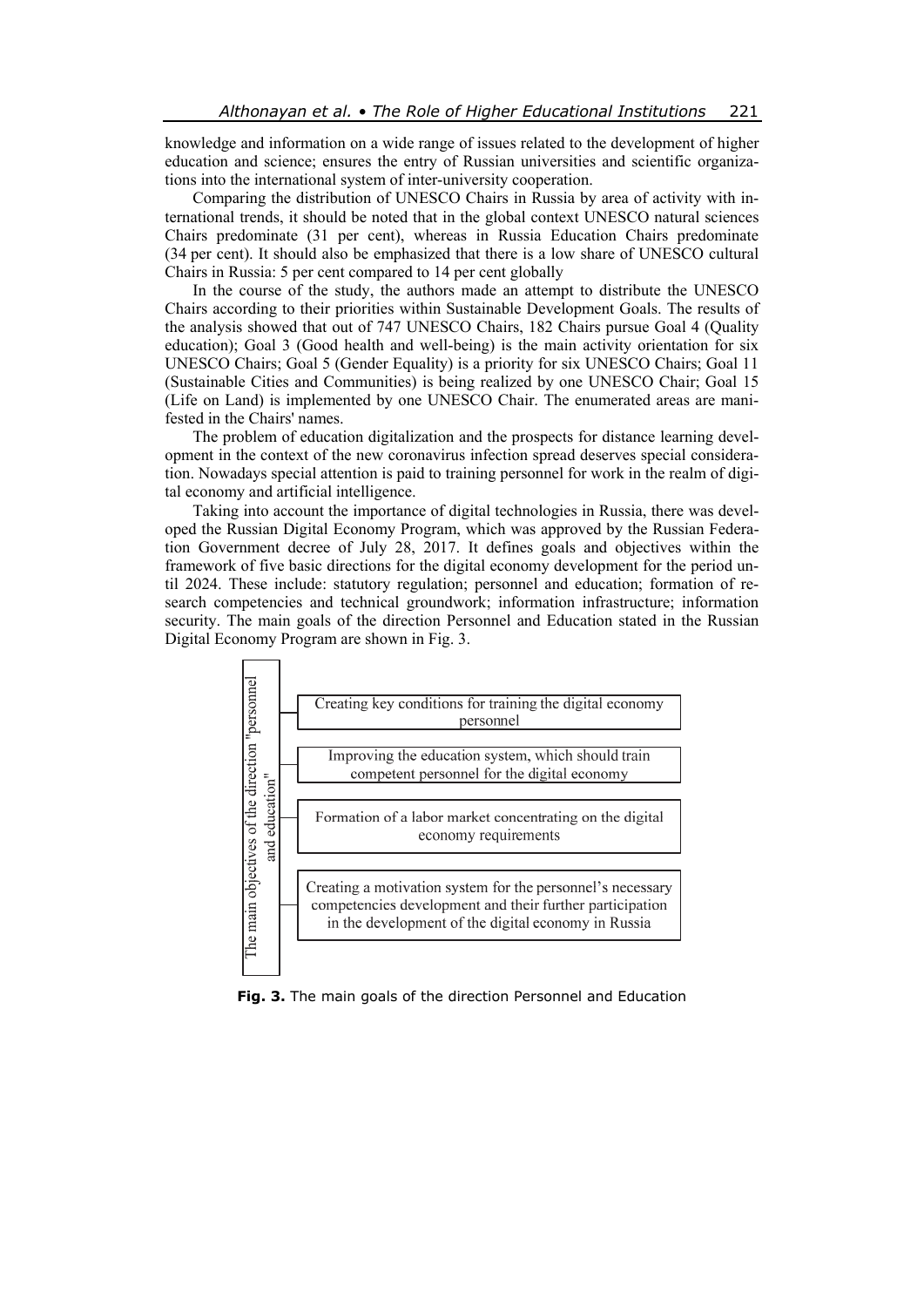knowledge and information on a wide range of issues related to the development of higher education and science; ensures the entry of Russian universities and scientific organizations into the international system of inter-university cooperation.

Comparing the distribution of UNESCO Chairs in Russia by area of activity with international trends, it should be noted that in the global context UNESCO natural sciences Chairs predominate (31 per cent), whereas in Russia Education Chairs predominate (34 per cent). It should also be emphasized that there is a low share of UNESCO cultural Chairs in Russia: 5 per cent compared to 14 per cent globally

In the course of the study, the authors made an attempt to distribute the UNESCO Chairs according to their priorities within Sustainable Development Goals. The results of the analysis showed that out of 747 UNESCO Chairs, 182 Chairs pursue Goal 4 (Quality education); Goal 3 (Good health and well-being) is the main activity orientation for six UNESCO Chairs; Goal 5 (Gender Equality) is a priority for six UNESCO Chairs; Goal 11 (Sustainable Cities and Communities) is being realized by one UNESCO Chair; Goal 15 (Life on Land) is implemented by one UNESCO Chair. The enumerated areas are manifested in the Chairs' names.

The problem of education digitalization and the prospects for distance learning development in the context of the new coronavirus infection spread deserves special consideration. Nowadays special attention is paid to training personnel for work in the realm of digital economy and artificial intelligence.

Taking into account the importance of digital technologies in Russia, there was developed the Russian Digital Economy Program, which was approved by the Russian Federation Government decree of July 28, 2017. It defines goals and objectives within the framework of five basic directions for the digital economy development for the period until 2024. These include: statutory regulation; personnel and education; formation of research competencies and technical groundwork; information infrastructure; information security. The main goals of the direction Personnel and Education stated in the Russian Digital Economy Program are shown in Fig. 3.

The main objectives of the direction "personnel and education"

- Creating key conditions for training the digital economy personnel
- Improving the education system, which should train competent personnel for the digital economy
- Formation of a labor market concentrating on the digital economy requirements
- Creating a motivation system for the personnel's necessary competencies development and their further participation in the development of the digital economy in Russia

**Fig. 3.** The main goals of the direction Personnel and Education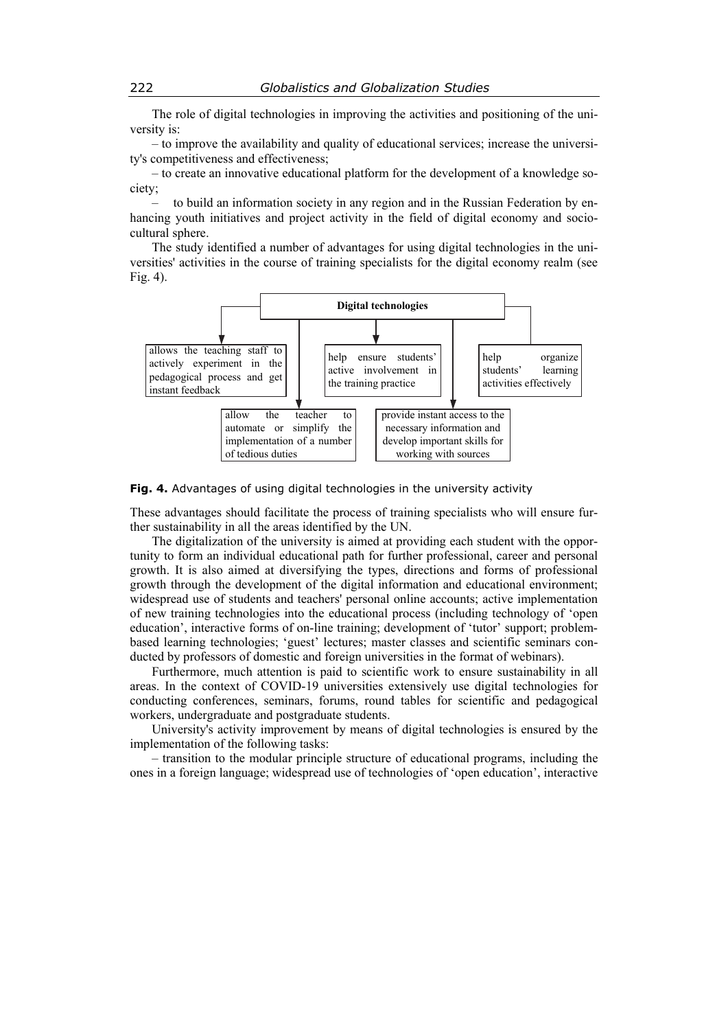The role of digital technologies in improving the activities and positioning of the university is:

– to improve the availability and quality of educational services; increase the university's competitiveness and effectiveness;

– to create an innovative educational platform for the development of a knowledge society;

– to build an information society in any region and in the Russian Federation by enhancing youth initiatives and project activity in the field of digital economy and sociocultural sphere.

The study identified a number of advantages for using digital technologies in the universities' activities in the course of training specialists for the digital economy realm (see Fig. 4).

**Digital technologies**

- allows the teaching staff to actively experiment in the pedagogical process and get instant feedback
- help ensure students' active involvement in the training practice
- help organize students' learning activities effectively
- allow the teacher to automate or simplify the implementation of a number of tedious duties
- provide instant access to the necessary information and develop important skills for working with sources

**Fig. 4.** Advantages of using digital technologies in the university activity

These advantages should facilitate the process of training specialists who will ensure further sustainability in all the areas identified by the UN.

The digitalization of the university is aimed at providing each student with the opportunity to form an individual educational path for further professional, career and personal growth. It is also aimed at diversifying the types, directions and forms of professional growth through the development of the digital information and educational environment; widespread use of students and teachers' personal online accounts; active implementation of new training technologies into the educational process (including technology of 'open education', interactive forms of on-line training; development of 'tutor' support; problem-based learning technologies; 'guest' lectures; master classes and scientific seminars conducted by professors of domestic and foreign universities in the format of webinars).

Furthermore, much attention is paid to scientific work to ensure sustainability in all areas. In the context of COVID-19 universities extensively use digital technologies for conducting conferences, seminars, forums, round tables for scientific and pedagogical workers, undergraduate and postgraduate students.

University's activity improvement by means of digital technologies is ensured by the implementation of the following tasks:

– transition to the modular principle structure of educational programs, including the ones in a foreign language; widespread use of technologies of 'open education', interactive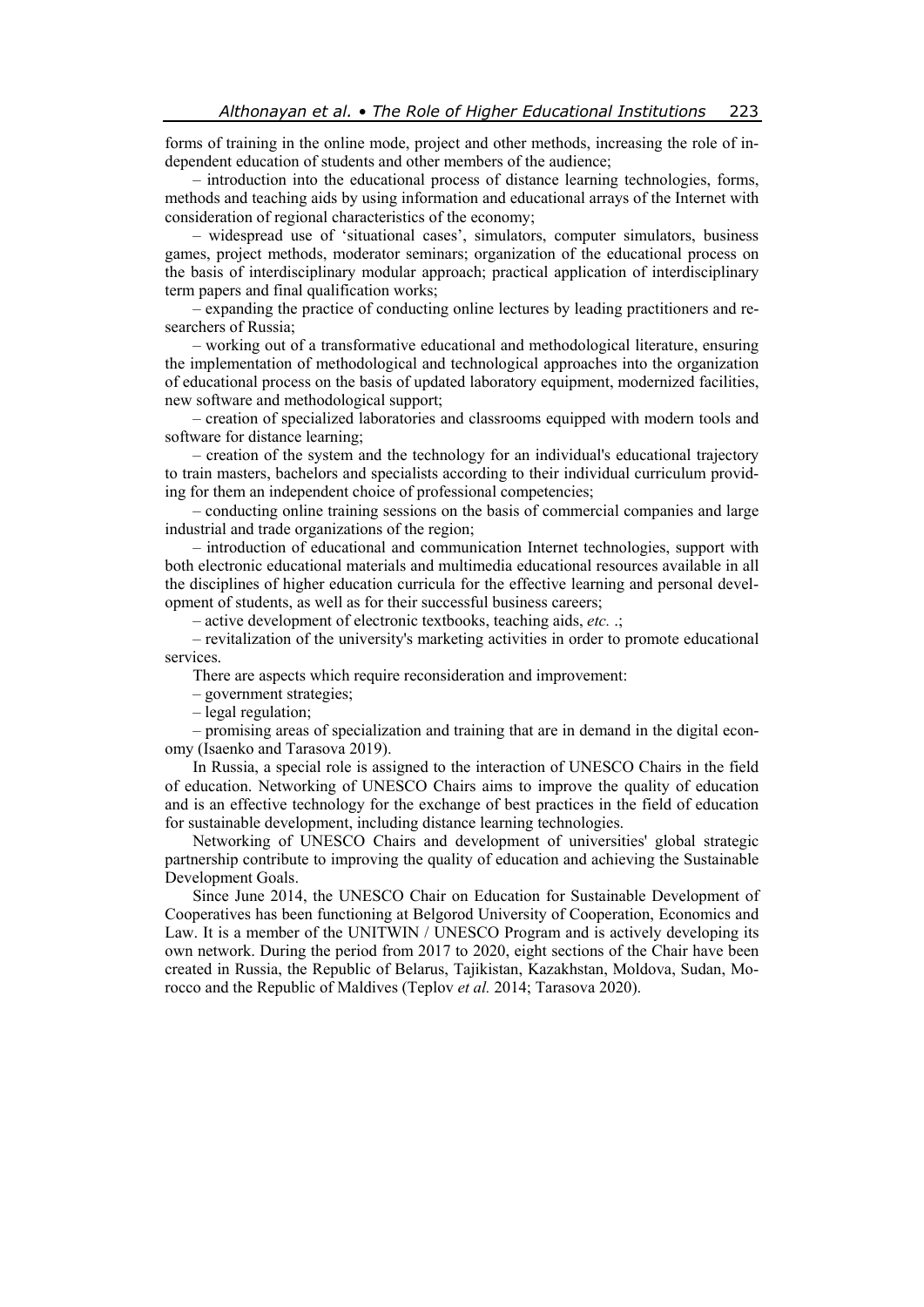forms of training in the online mode, project and other methods, increasing the role of independent education of students and other members of the audience;

– introduction into the educational process of distance learning technologies, forms, methods and teaching aids by using information and educational arrays of the Internet with consideration of regional characteristics of the economy;

– widespread use of 'situational cases', simulators, computer simulators, business games, project methods, moderator seminars; organization of the educational process on the basis of interdisciplinary modular approach; practical application of interdisciplinary term papers and final qualification works;

– expanding the practice of conducting online lectures by leading practitioners and researchers of Russia;

– working out of a transformative educational and methodological literature, ensuring the implementation of methodological and technological approaches into the organization of educational process on the basis of updated laboratory equipment, modernized facilities, new software and methodological support;

– creation of specialized laboratories and classrooms equipped with modern tools and software for distance learning;

– creation of the system and the technology for an individual's educational trajectory to train masters, bachelors and specialists according to their individual curriculum providing for them an independent choice of professional competencies;

– conducting online training sessions on the basis of commercial companies and large industrial and trade organizations of the region;

– introduction of educational and communication Internet technologies, support with both electronic educational materials and multimedia educational resources available in all the disciplines of higher education curricula for the effective learning and personal development of students, as well as for their successful business careers;

– active development of electronic textbooks, teaching aids, *etc.* .;

– revitalization of the university's marketing activities in order to promote educational services.

There are aspects which require reconsideration and improvement:

– government strategies;

– legal regulation;

– promising areas of specialization and training that are in demand in the digital economy (Isaenko and Tarasova 2019).

In Russia, a special role is assigned to the interaction of UNESCO Chairs in the field of education. Networking of UNESCO Chairs aims to improve the quality of education and is an effective technology for the exchange of best practices in the field of education for sustainable development, including distance learning technologies.

Networking of UNESCO Chairs and development of universities' global strategic partnership contribute to improving the quality of education and achieving the Sustainable Development Goals.

Since June 2014, the UNESCO Chair on Education for Sustainable Development of Cooperatives has been functioning at Belgorod University of Cooperation, Economics and Law. It is a member of the UNITWIN / UNESCO Program and is actively developing its own network. During the period from 2017 to 2020, eight sections of the Chair have been created in Russia, the Republic of Belarus, Tajikistan, Kazakhstan, Moldova, Sudan, Morocco and the Republic of Maldives (Teplov *et al.* 2014; Tarasova 2020).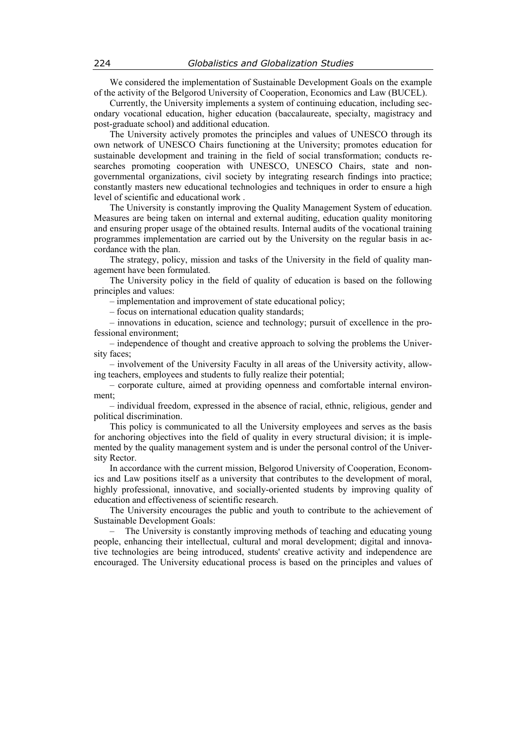We considered the implementation of Sustainable Development Goals on the example of the activity of the Belgorod University of Cooperation, Economics and Law (BUCEL).

Currently, the University implements a system of continuing education, including secondary vocational education, higher education (baccalaureate, specialty, magistracy and post-graduate school) and additional education.

The University actively promotes the principles and values of UNESCO through its own network of UNESCO Chairs functioning at the University; promotes education for sustainable development and training in the field of social transformation; conducts researches promoting cooperation with UNESCO, UNESCO Chairs, state and non-governmental organizations, civil society by integrating research findings into practice; constantly masters new educational technologies and techniques in order to ensure a high level of scientific and educational work .

The University is constantly improving the Quality Management System of education. Measures are being taken on internal and external auditing, education quality monitoring and ensuring proper usage of the obtained results. Internal audits of the vocational training programmes implementation are carried out by the University on the regular basis in accordance with the plan.

The strategy, policy, mission and tasks of the University in the field of quality management have been formulated.

The University policy in the field of quality of education is based on the following principles and values:

– implementation and improvement of state educational policy;

– focus on international education quality standards;

– innovations in education, science and technology; pursuit of excellence in the professional environment;

– independence of thought and creative approach to solving the problems the University faces;

– involvement of the University Faculty in all areas of the University activity, allowing teachers, employees and students to fully realize their potential;

– corporate culture, aimed at providing openness and comfortable internal environment;

– individual freedom, expressed in the absence of racial, ethnic, religious, gender and political discrimination.

This policy is communicated to all the University employees and serves as the basis for anchoring objectives into the field of quality in every structural division; it is implemented by the quality management system and is under the personal control of the University Rector.

In accordance with the current mission, Belgorod University of Cooperation, Economics and Law positions itself as a university that contributes to the development of moral, highly professional, innovative, and socially-oriented students by improving quality of education and effectiveness of scientific research.

The University encourages the public and youth to contribute to the achievement of Sustainable Development Goals:

– The University is constantly improving methods of teaching and educating young people, enhancing their intellectual, cultural and moral development; digital and innovative technologies are being introduced, students' creative activity and independence are encouraged. The University educational process is based on the principles and values of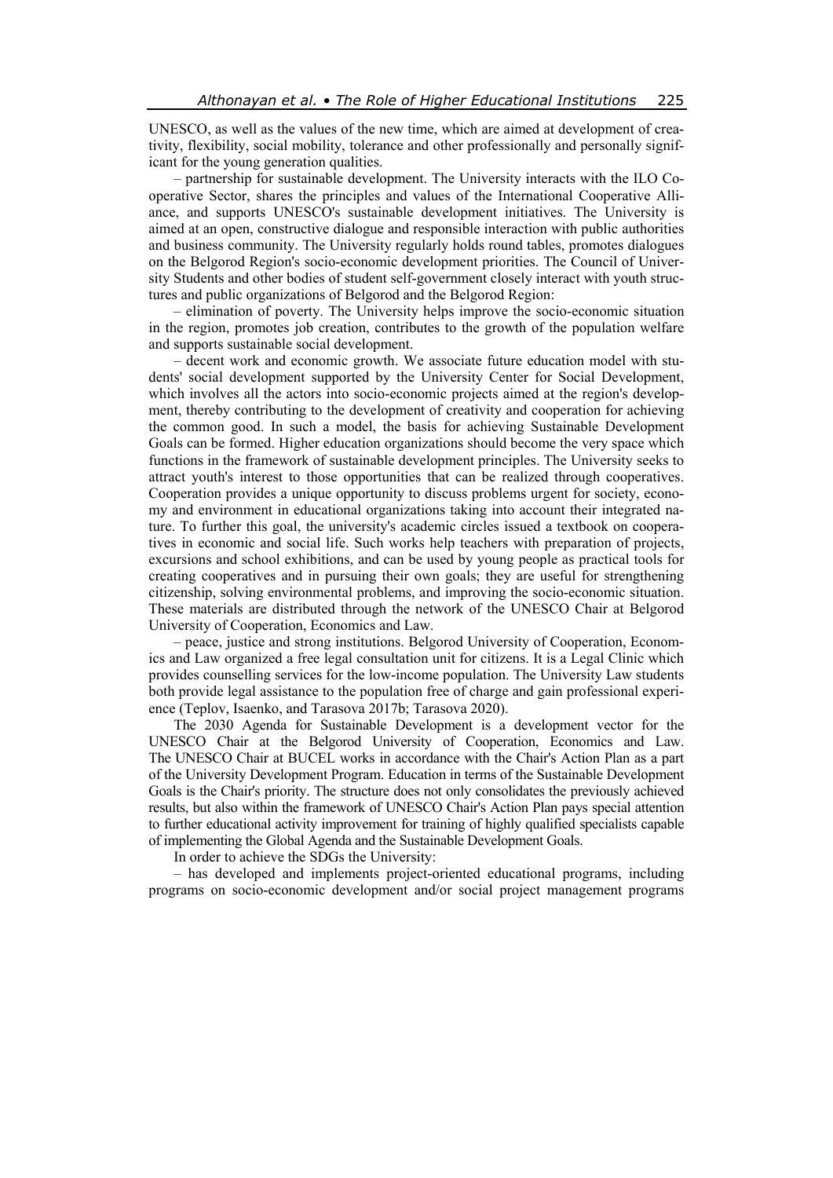UNESCO, as well as the values of the new time, which are aimed at development of creativity, flexibility, social mobility, tolerance and other professionally and personally significant for the young generation qualities.

– partnership for sustainable development. The University interacts with the ILO Cooperative Sector, shares the principles and values of the International Cooperative Alliance, and supports UNESCO's sustainable development initiatives. The University is aimed at an open, constructive dialogue and responsible interaction with public authorities and business community. The University regularly holds round tables, promotes dialogues on the Belgorod Region's socio-economic development priorities. The Council of University Students and other bodies of student self-government closely interact with youth structures and public organizations of Belgorod and the Belgorod Region:

– elimination of poverty. The University helps improve the socio-economic situation in the region, promotes job creation, contributes to the growth of the population welfare and supports sustainable social development.

– decent work and economic growth. We associate future education model with students' social development supported by the University Center for Social Development, which involves all the actors into socio-economic projects aimed at the region's development, thereby contributing to the development of creativity and cooperation for achieving the common good. In such a model, the basis for achieving Sustainable Development Goals can be formed. Higher education organizations should become the very space which functions in the framework of sustainable development principles. The University seeks to attract youth's interest to those opportunities that can be realized through cooperatives. Cooperation provides a unique opportunity to discuss problems urgent for society, economy and environment in educational organizations taking into account their integrated nature. To further this goal, the university's academic circles issued a textbook on cooperatives in economic and social life. Such works help teachers with preparation of projects, excursions and school exhibitions, and can be used by young people as practical tools for creating cooperatives and in pursuing their own goals; they are useful for strengthening citizenship, solving environmental problems, and improving the socio-economic situation. These materials are distributed through the network of the UNESCO Chair at Belgorod University of Cooperation, Economics and Law.

– peace, justice and strong institutions. Belgorod University of Cooperation, Economics and Law organized a free legal consultation unit for citizens. It is a Legal Clinic which provides counselling services for the low-income population. The University Law students both provide legal assistance to the population free of charge and gain professional experience (Teplov, Isaenko, and Tarasova 2017b; Tarasova 2020).

The 2030 Agenda for Sustainable Development is a development vector for the UNESCO Chair at the Belgorod University of Cooperation, Economics and Law. The UNESCO Chair at BUCEL works in accordance with the Chair's Action Plan as a part of the University Development Program. Education in terms of the Sustainable Development Goals is the Chair's priority. The structure does not only consolidates the previously achieved results, but also within the framework of UNESCO Chair's Action Plan pays special attention to further educational activity improvement for training of highly qualified specialists capable of implementing the Global Agenda and the Sustainable Development Goals.

In order to achieve the SDGs the University:

– has developed and implements project-oriented educational programs, including programs on socio-economic development and/or social project management programs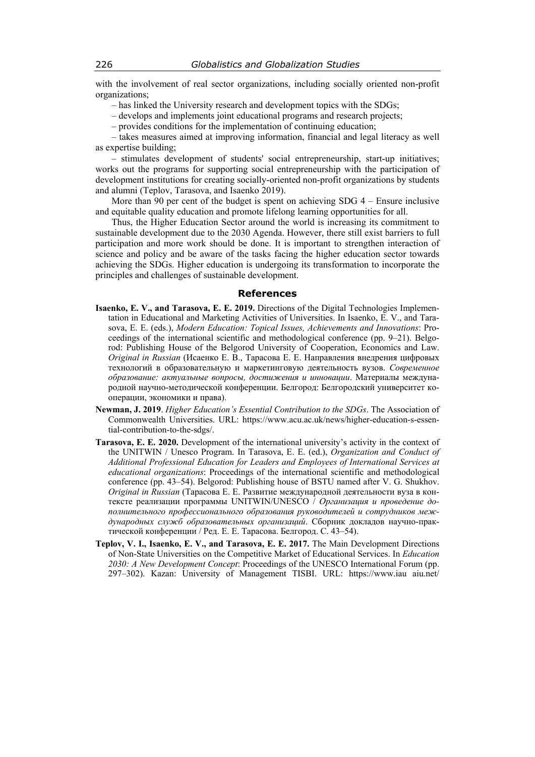with the involvement of real sector organizations, including socially oriented non-profit organizations;

– has linked the University research and development topics with the SDGs;

– develops and implements joint educational programs and research projects;

– provides conditions for the implementation of continuing education;

– takes measures aimed at improving information, financial and legal literacy as well as expertise building;

– stimulates development of students' social entrepreneurship, start-up initiatives; works out the programs for supporting social entrepreneurship with the participation of development institutions for creating socially-oriented non-profit organizations by students and alumni (Teplov, Tarasova, and Isaenko 2019).

More than 90 per cent of the budget is spent on achieving SDG 4 – Ensure inclusive and equitable quality education and promote lifelong learning opportunities for all.

Thus, the Higher Education Sector around the world is increasing its commitment to sustainable development due to the 2030 Agenda. However, there still exist barriers to full participation and more work should be done. It is important to strengthen interaction of science and policy and be aware of the tasks facing the higher education sector towards achieving the SDGs. Higher education is undergoing its transformation to incorporate the principles and challenges of sustainable development.

## References

**Isaenko, E. V., and Tarasova, E. E. 2019.** Directions of the Digital Technologies Implementation in Educational and Marketing Activities of Universities. In Isaenko, E. V., and Tarasova, E. E. (eds.), *Modern Education: Topical Issues, Achievements and Innovations*: Proceedings of the international scientific and methodological conference (pp. 9–21). Belgorod: Publishing House of the Belgorod University of Cooperation, Economics and Law. *Original in Russian* (Исаенко Е. В., Тарасова Е. Е. Направления внедрения цифровых технологий в образовательную и маркетинговую деятельность вузов. *Современное образование: актуальные вопросы, достижения и инновации*. Материалы международной научно-методической конференции. Белгород: Белгородский университет кооперации, экономики и права).

**Newman, J. 2019**. *Higher Education's Essential Contribution to the SDGs*. The Association of Commonwealth Universities. URL: https://www.acu.ac.uk/news/higher-education-s-essential-contribution-to-the-sdgs/.

**Tarasova, E. E. 2020.** Development of the international university's activity in the context of the UNITWIN / Unesco Program. In Tarasova, E. E. (ed.), *Organization and Conduct of Additional Professional Education for Leaders and Employees of International Services at educational organizations*: Proceedings of the international scientific and methodological conference (pp. 43–54). Belgorod: Publishing house of BSTU named after V. G. Shukhov. *Original in Russian* (Тарасова Е. Е. Развитие международной деятельности вуза в контексте реализации программы UNITWIN/UNESCO / *Организация и проведение дополнительного профессионального образования руководителей и сотрудников международных служб образовательных организаций*. Сборник докладов научно-практической конференции / Ред. Е. Е. Тарасова. Белгород. С. 43–54).

**Teplov, V. I., Isaenko, E. V., and Tarasova, E. E. 2017.** The Main Development Directions of Non-State Universities on the Competitive Market of Educational Services. In *Education 2030: A New Development Concept*: Proceedings of the UNESCO International Forum (pp. 297–302). Kazan: University of Management TISBI. URL: https://www.iau aiu.net/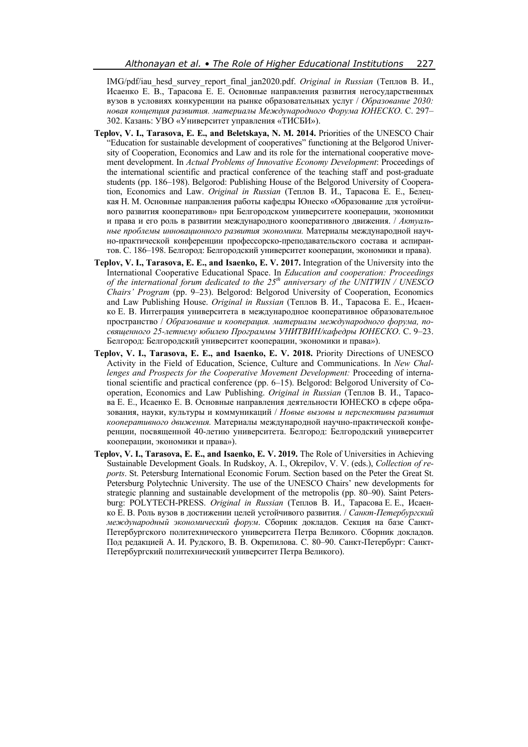IMG/pdf/iau_hesd_survey_report_final_jan2020.pdf. *Original in Russian* (Теплов В. И., Исаенко Е. В., Тарасова Е. Е. Основные направления развития негосударственных вузов в условиях конкуренции на рынке образовательных услуг / *Образование 2030: новая концепция развития. материалы Международного Форума ЮНЕСКО*. С. 297–302. Казань: УВО «Университет управления «ТИСБИ»).

**Teplov, V. I., Tarasova, E. E., and Beletskaya, N. M. 2014.** Priorities of the UNESCO Chair "Education for sustainable development of cooperatives" functioning at the Belgorod University of Cooperation, Economics and Law and its role for the international cooperative movement development. In *Actual Problems of Innovative Economy Development*: Proceedings of the international scientific and practical conference of the teaching staff and post-graduate students (pp. 186–198). Belgorod: Publishing House of the Belgorod University of Cooperation, Economics and Law. *Original in Russian* (Теплов В. И., Тарасова Е. Е., Белецкая Н. М. Основные направления работы кафедры Юнеско «Образование для устойчивого развития кооперативов» при Белгородском университете кооперации, экономики и права и его роль в развитии международного кооперативного движения. / *Актуальные проблемы инновационного развития экономики.* Материалы международной научно-практической конференции профессорско-преподавательского состава и аспирантов. С. 186–198. Белгород: Белгородский университет кооперации, экономики и права).

**Teplov, V. I., Tarasova, E. E., and Isaenko, E. V. 2017.** Integration of the University into the International Cooperative Educational Space. In *Education and cooperation: Proceedings of the international forum dedicated to the 25th anniversary of the UNITWIN / UNESCO Chairs' Program* (pp. 9–23). Belgorod: Belgorod University of Cooperation, Economics and Law Publishing House. *Original in Russian* (Теплов В. И., Тарасова Е. Е., Исаенко Е. В. Интеграция университета в международное кооперативное образовательное пространство / *Образование и кооперация. материалы международного форума, посвященного 25-летнему юбилею Программы УНИТВИН/кафедры ЮНЕСКО*. С. 9–23. Белгород: Белгородский университет кооперации, экономики и права»).

**Teplov, V. I., Tarasova, E. E., and Isaenko, E. V. 2018.** Priority Directions of UNESCO Activity in the Field of Education, Science, Culture and Communications. In *New Challenges and Prospects for the Cooperative Movement Development:* Proceeding of international scientific and practical conference (pp. 6–15). Belgorod: Belgorod University of Cooperation, Economics and Law Publishing. *Original in Russian* (Теплов В. И., Тарасова Е. Е., Исаенко Е. В. Основные направления деятельности ЮНЕСКО в сфере образования, науки, культуры и коммуникаций / *Новые вызовы и перспективы развития кооперативного движения.* Материалы международной научно-практической конференции, посвященной 40-летию университета. Белгород: Белгородский университет кооперации, экономики и права»).

**Teplov, V. I., Tarasova, E. E., and Isaenko, E. V. 2019.** The Role of Universities in Achieving Sustainable Development Goals. In Rudskoy, A. I., Okrepilov, V. V. (eds.), *Collection of reports*. St. Petersburg International Economic Forum. Section based on the Peter the Great St. Petersburg Polytechnic University. The use of the UNESCO Chairs' new developments for strategic planning and sustainable development of the metropolis (pp. 80–90). Saint Petersburg: POLYTECH-PRESS. *Original in Russian* (Теплов В. И., Тарасова Е. Е., Исаенко Е. В. Роль вузов в достижении целей устойчивого развития. / *Санкт-Петербургский международный экономический форум*. Сборник докладов. Секция на базе Санкт-Петербургского политехнического университета Петра Великого. Сборник докладов. Под редакцией А. И. Рудского, В. В. Окрепилова. С. 80–90. Санкт-Петербург: Санкт-Петербургский политехнический университет Петра Великого).